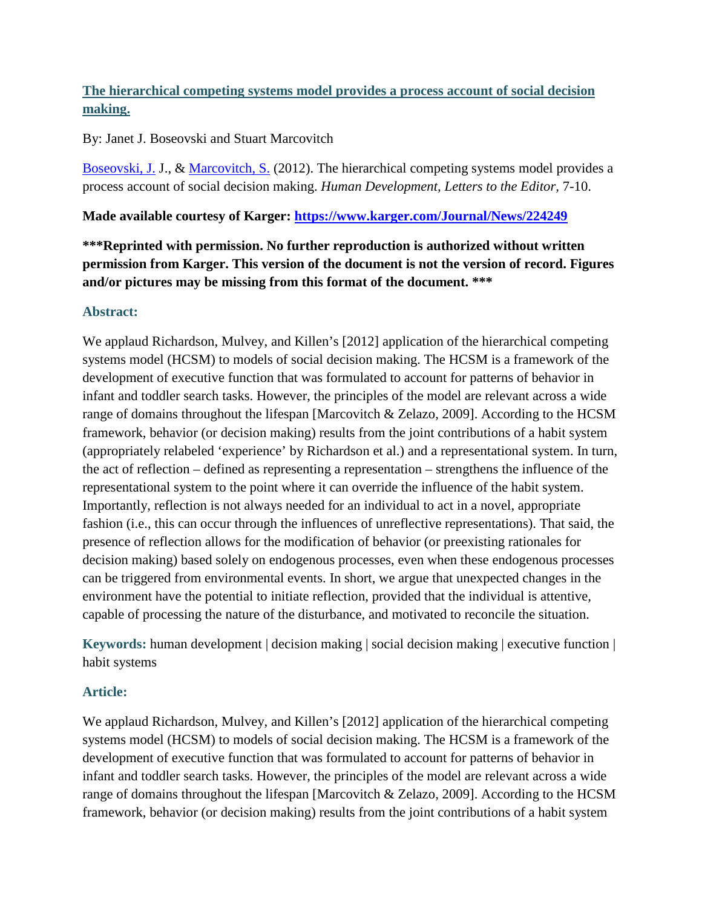## [The hierarchical competing systems model provides a process account of social decision making.](https://www.karger.com/Journal/News/224249)

By: Janet J. Boseovski and Stuart Marcovitch

[Boseovski, J.](#) J., & [Marcovitch, S.](#) (2012). The hierarchical competing systems model provides a process account of social decision making. *Human Development, Letters to the Editor,* 7-10.

**Made available courtesy of Karger: [https://www.karger.com/Journal/News/224249](https://www.karger.com/Journal/News/224249)**

**\*\*\*Reprinted with permission. No further reproduction is authorized without written permission from Karger. This version of the document is not the version of record. Figures and/or pictures may be missing from this format of the document. \*\*\***

### Abstract:

We applaud Richardson, Mulvey, and Killen's [2012] application of the hierarchical competing systems model (HCSM) to models of social decision making. The HCSM is a framework of the development of executive function that was formulated to account for patterns of behavior in infant and toddler search tasks. However, the principles of the model are relevant across a wide range of domains throughout the lifespan [Marcovitch & Zelazo, 2009]. According to the HCSM framework, behavior (or decision making) results from the joint contributions of a habit system (appropriately relabeled 'experience' by Richardson et al.) and a representational system. In turn, the act of reflection – defined as representing a representation – strengthens the influence of the representational system to the point where it can override the influence of the habit system. Importantly, reflection is not always needed for an individual to act in a novel, appropriate fashion (i.e., this can occur through the influences of unreflective representations). That said, the presence of reflection allows for the modification of behavior (or preexisting rationales for decision making) based solely on endogenous processes, even when these endogenous processes can be triggered from environmental events. In short, we argue that unexpected changes in the environment have the potential to initiate reflection, provided that the individual is attentive, capable of processing the nature of the disturbance, and motivated to reconcile the situation.

**Keywords:** human development | decision making | social decision making | executive function | habit systems

### Article:

We applaud Richardson, Mulvey, and Killen's [2012] application of the hierarchical competing systems model (HCSM) to models of social decision making. The HCSM is a framework of the development of executive function that was formulated to account for patterns of behavior in infant and toddler search tasks. However, the principles of the model are relevant across a wide range of domains throughout the lifespan [Marcovitch & Zelazo, 2009]. According to the HCSM framework, behavior (or decision making) results from the joint contributions of a habit system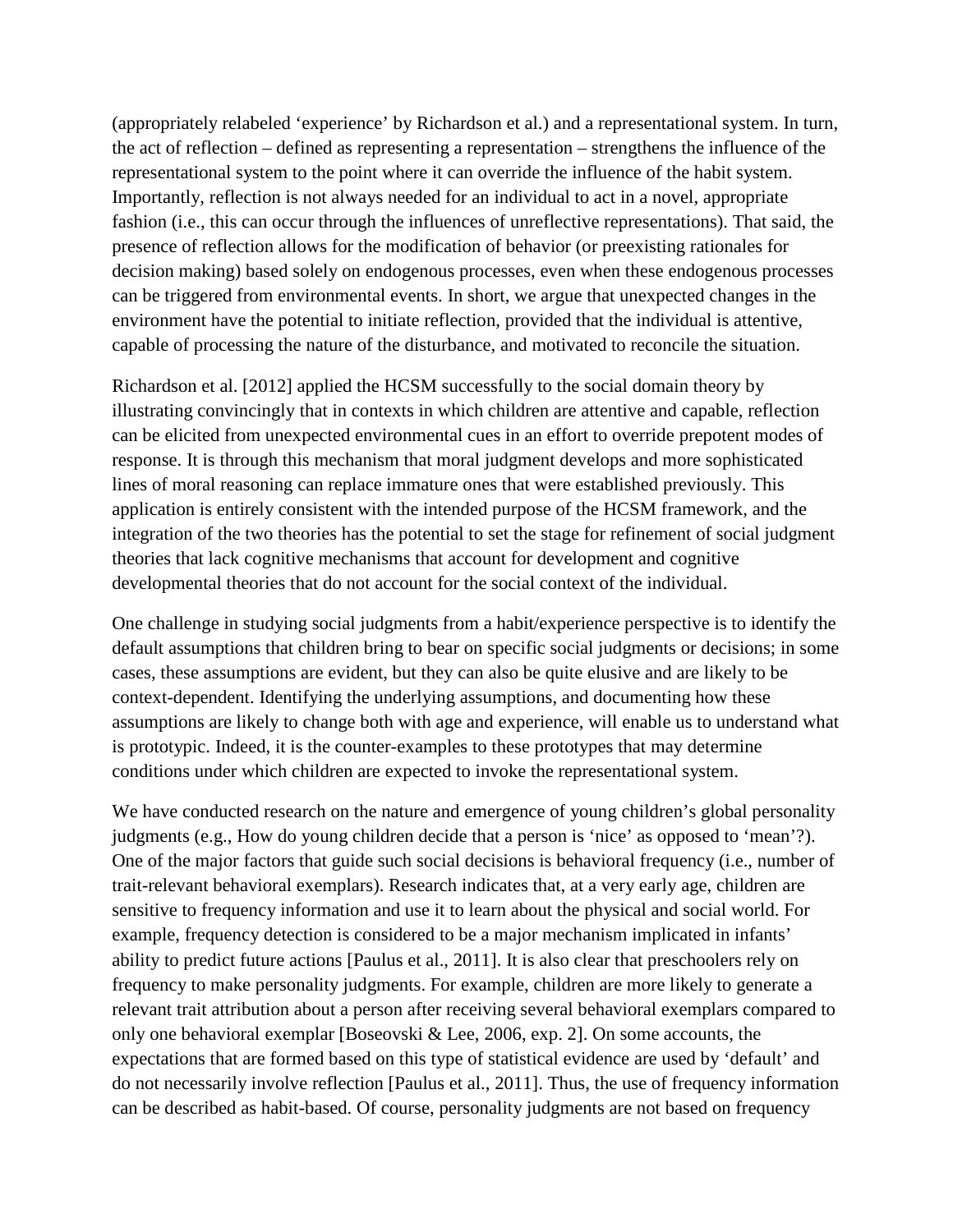(appropriately relabeled 'experience' by Richardson et al.) and a representational system. In turn, the act of reflection – defined as representing a representation – strengthens the influence of the representational system to the point where it can override the influence of the habit system. Importantly, reflection is not always needed for an individual to act in a novel, appropriate fashion (i.e., this can occur through the influences of unreflective representations). That said, the presence of reflection allows for the modification of behavior (or preexisting rationales for decision making) based solely on endogenous processes, even when these endogenous processes can be triggered from environmental events. In short, we argue that unexpected changes in the environment have the potential to initiate reflection, provided that the individual is attentive, capable of processing the nature of the disturbance, and motivated to reconcile the situation.

Richardson et al. [2012] applied the HCSM successfully to the social domain theory by illustrating convincingly that in contexts in which children are attentive and capable, reflection can be elicited from unexpected environmental cues in an effort to override prepotent modes of response. It is through this mechanism that moral judgment develops and more sophisticated lines of moral reasoning can replace immature ones that were established previously. This application is entirely consistent with the intended purpose of the HCSM framework, and the integration of the two theories has the potential to set the stage for refinement of social judgment theories that lack cognitive mechanisms that account for development and cognitive developmental theories that do not account for the social context of the individual.

One challenge in studying social judgments from a habit/experience perspective is to identify the default assumptions that children bring to bear on specific social judgments or decisions; in some cases, these assumptions are evident, but they can also be quite elusive and are likely to be context-dependent. Identifying the underlying assumptions, and documenting how these assumptions are likely to change both with age and experience, will enable us to understand what is prototypic. Indeed, it is the counter-examples to these prototypes that may determine conditions under which children are expected to invoke the representational system.

We have conducted research on the nature and emergence of young children's global personality judgments (e.g., How do young children decide that a person is 'nice' as opposed to 'mean'?). One of the major factors that guide such social decisions is behavioral frequency (i.e., number of trait-relevant behavioral exemplars). Research indicates that, at a very early age, children are sensitive to frequency information and use it to learn about the physical and social world. For example, frequency detection is considered to be a major mechanism implicated in infants' ability to predict future actions [Paulus et al., 2011]. It is also clear that preschoolers rely on frequency to make personality judgments. For example, children are more likely to generate a relevant trait attribution about a person after receiving several behavioral exemplars compared to only one behavioral exemplar [Boseovski & Lee, 2006, exp. 2]. On some accounts, the expectations that are formed based on this type of statistical evidence are used by 'default' and do not necessarily involve reflection [Paulus et al., 2011]. Thus, the use of frequency information can be described as habit-based. Of course, personality judgments are not based on frequency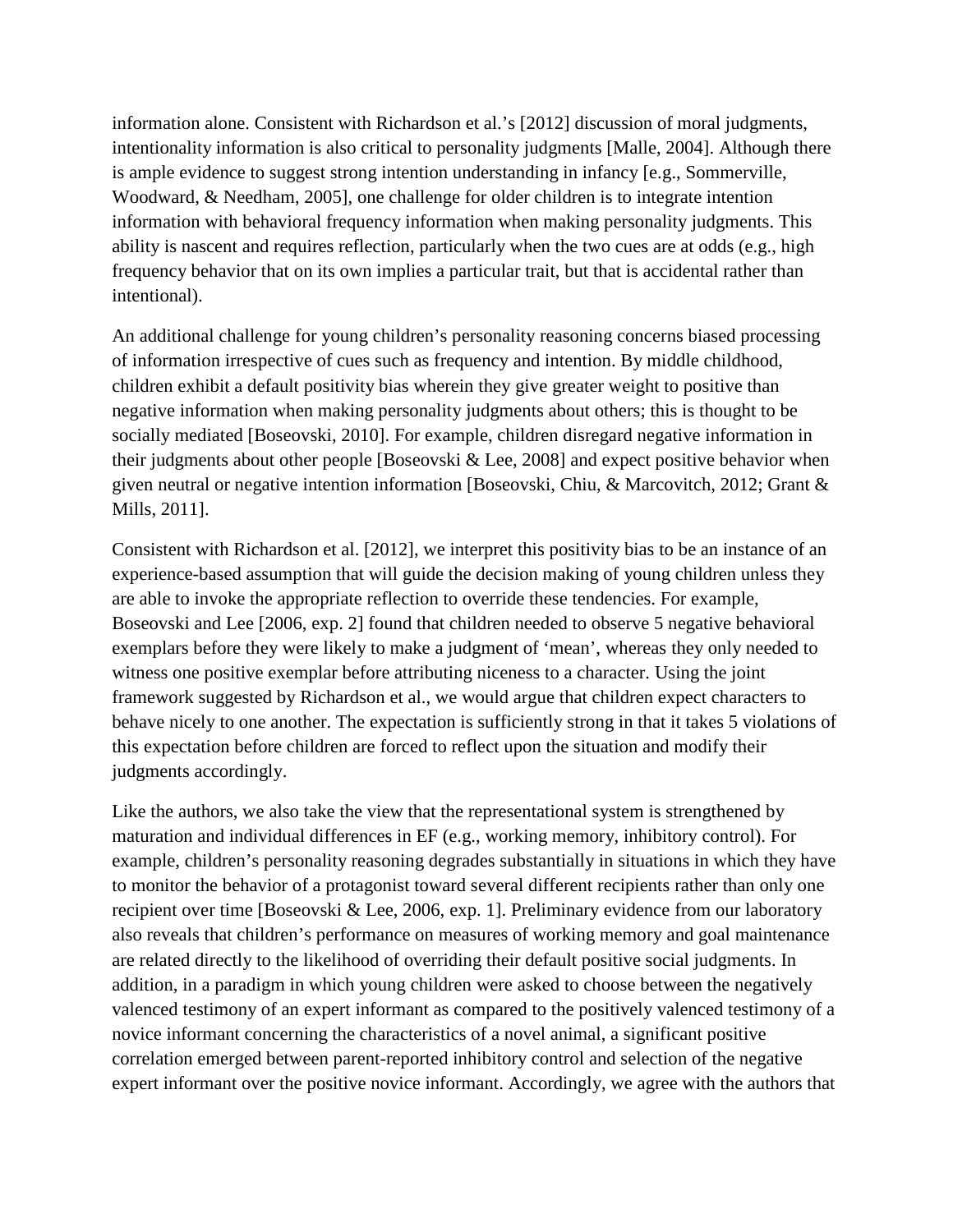information alone. Consistent with Richardson et al.'s [2012] discussion of moral judgments, intentionality information is also critical to personality judgments [Malle, 2004]. Although there is ample evidence to suggest strong intention understanding in infancy [e.g., Sommerville, Woodward, & Needham, 2005], one challenge for older children is to integrate intention information with behavioral frequency information when making personality judgments. This ability is nascent and requires reflection, particularly when the two cues are at odds (e.g., high frequency behavior that on its own implies a particular trait, but that is accidental rather than intentional).

An additional challenge for young children's personality reasoning concerns biased processing of information irrespective of cues such as frequency and intention. By middle childhood, children exhibit a default positivity bias wherein they give greater weight to positive than negative information when making personality judgments about others; this is thought to be socially mediated [Boseovski, 2010]. For example, children disregard negative information in their judgments about other people [Boseovski & Lee, 2008] and expect positive behavior when given neutral or negative intention information [Boseovski, Chiu, & Marcovitch, 2012; Grant & Mills, 2011].

Consistent with Richardson et al. [2012], we interpret this positivity bias to be an instance of an experience-based assumption that will guide the decision making of young children unless they are able to invoke the appropriate reflection to override these tendencies. For example, Boseovski and Lee [2006, exp. 2] found that children needed to observe 5 negative behavioral exemplars before they were likely to make a judgment of 'mean', whereas they only needed to witness one positive exemplar before attributing niceness to a character. Using the joint framework suggested by Richardson et al., we would argue that children expect characters to behave nicely to one another. The expectation is sufficiently strong in that it takes 5 violations of this expectation before children are forced to reflect upon the situation and modify their judgments accordingly.

Like the authors, we also take the view that the representational system is strengthened by maturation and individual differences in EF (e.g., working memory, inhibitory control). For example, children's personality reasoning degrades substantially in situations in which they have to monitor the behavior of a protagonist toward several different recipients rather than only one recipient over time [Boseovski & Lee, 2006, exp. 1]. Preliminary evidence from our laboratory also reveals that children's performance on measures of working memory and goal maintenance are related directly to the likelihood of overriding their default positive social judgments. In addition, in a paradigm in which young children were asked to choose between the negatively valenced testimony of an expert informant as compared to the positively valenced testimony of a novice informant concerning the characteristics of a novel animal, a significant positive correlation emerged between parent-reported inhibitory control and selection of the negative expert informant over the positive novice informant. Accordingly, we agree with the authors that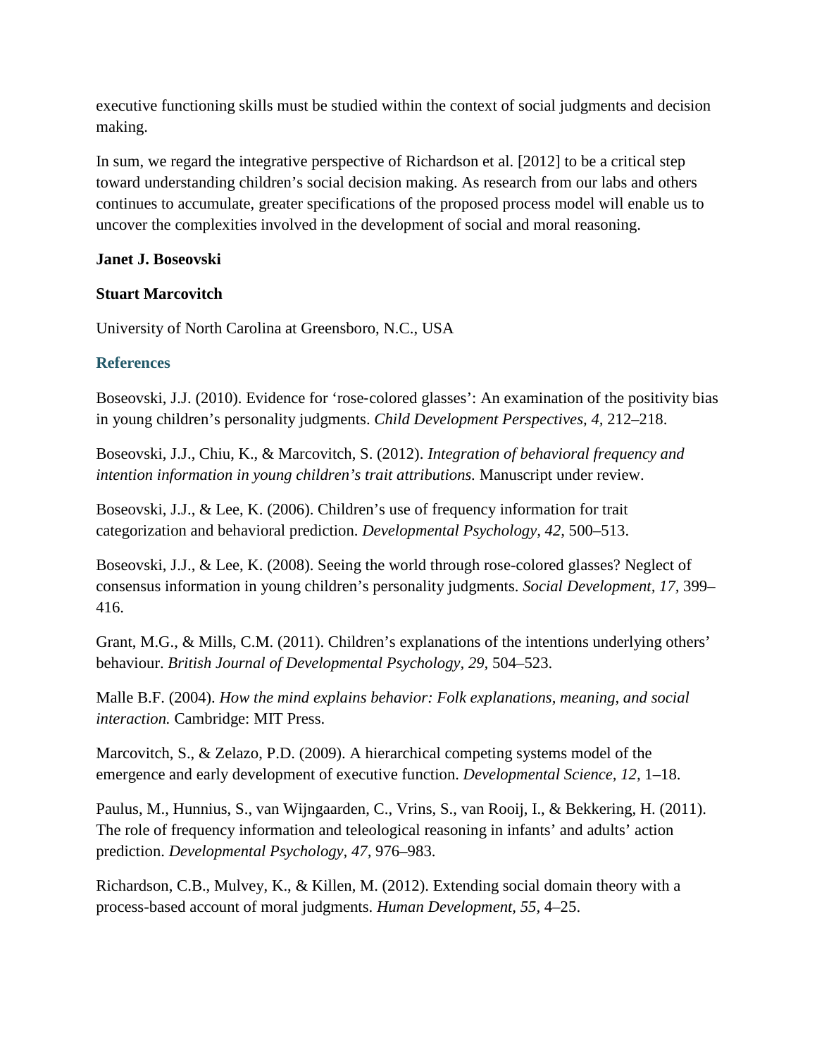executive functioning skills must be studied within the context of social judgments and decision making.

In sum, we regard the integrative perspective of Richardson et al. [2012] to be a critical step toward understanding children's social decision making. As research from our labs and others continues to accumulate, greater specifications of the proposed process model will enable us to uncover the complexities involved in the development of social and moral reasoning.

**Janet J. Boseovski**

**Stuart Marcovitch**

University of North Carolina at Greensboro, N.C., USA

## References

Boseovski, J.J. (2010). Evidence for 'rose-colored glasses': An examination of the positivity bias in young children's personality judgments. *Child Development Perspectives, 4,* 212–218.

Boseovski, J.J., Chiu, K., & Marcovitch, S. (2012). *Integration of behavioral frequency and intention information in young children's trait attributions.* Manuscript under review.

Boseovski, J.J., & Lee, K. (2006). Children's use of frequency information for trait categorization and behavioral prediction. *Developmental Psychology, 42,* 500–513.

Boseovski, J.J., & Lee, K. (2008). Seeing the world through rose-colored glasses? Neglect of consensus information in young children's personality judgments. *Social Development, 17,* 399–416.

Grant, M.G., & Mills, C.M. (2011). Children's explanations of the intentions underlying others' behaviour. *British Journal of Developmental Psychology, 29,* 504–523.

Malle B.F. (2004). *How the mind explains behavior: Folk explanations, meaning, and social interaction.* Cambridge: MIT Press.

Marcovitch, S., & Zelazo, P.D. (2009). A hierarchical competing systems model of the emergence and early development of executive function. *Developmental Science, 12,* 1–18.

Paulus, M., Hunnius, S., van Wijngaarden, C., Vrins, S., van Rooij, I., & Bekkering, H. (2011). The role of frequency information and teleological reasoning in infants' and adults' action prediction. *Developmental Psychology, 47,* 976–983.

Richardson, C.B., Mulvey, K., & Killen, M. (2012). Extending social domain theory with a process-based account of moral judgments. *Human Development, 55,* 4–25.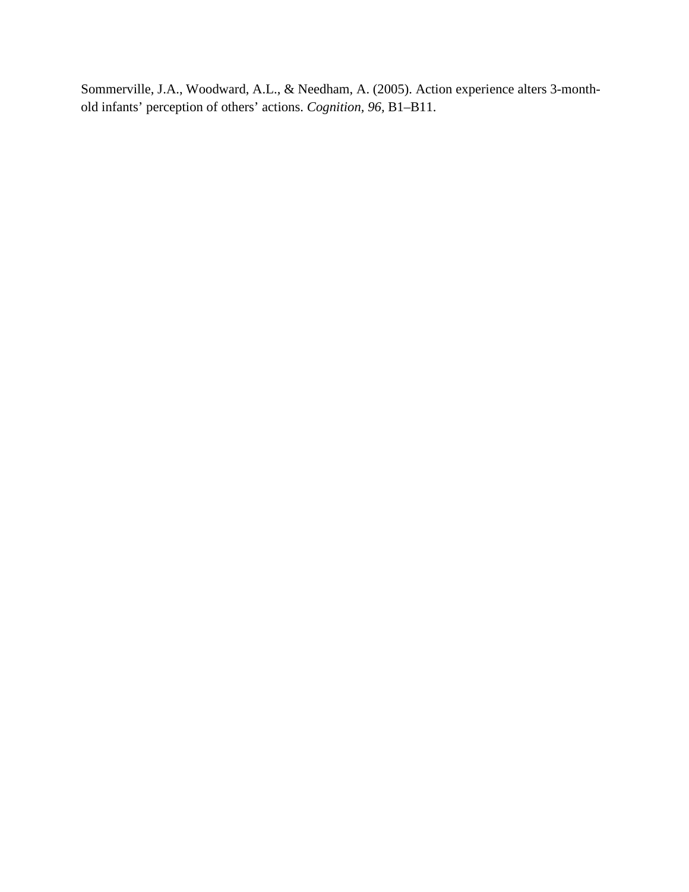Sommerville, J.A., Woodward, A.L., & Needham, A. (2005). Action experience alters 3-month-old infants' perception of others' actions. *Cognition, 96,* B1–B11.